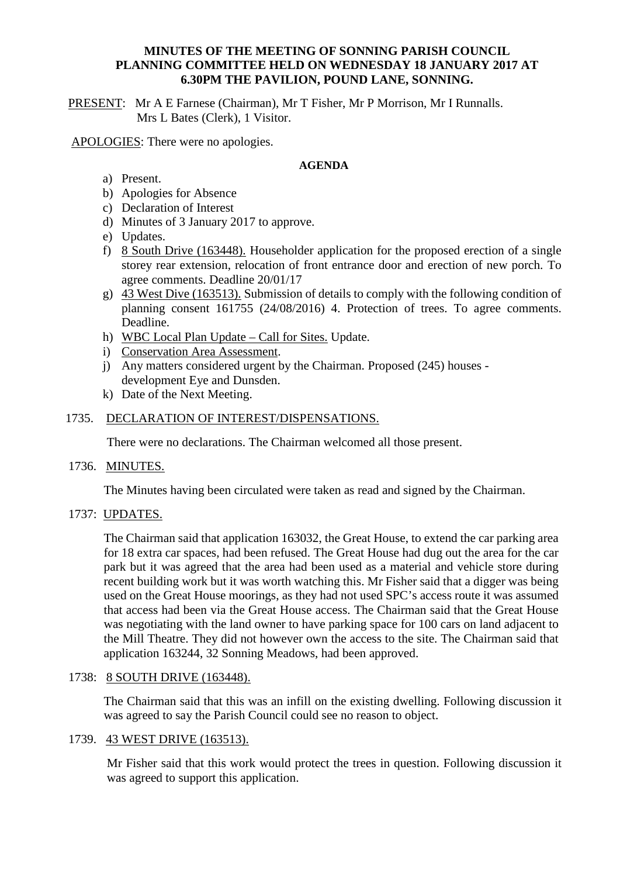**MINUTES OF THE MEETING OF SONNING PARISH COUNCIL PLANNING COMMITTEE HELD ON WEDNESDAY 18 JANUARY 2017 AT 6.30PM THE PAVILION, POUND LANE, SONNING.**

PRESENT: Mr A E Farnese (Chairman), Mr T Fisher, Mr P Morrison, Mr I Runnalls. Mrs L Bates (Clerk), 1 Visitor.

APOLOGIES: There were no apologies.

**AGENDA**

a) Present.
b) Apologies for Absence
c) Declaration of Interest
d) Minutes of 3 January 2017 to approve.
e) Updates.
f) 8 South Drive (163448). Householder application for the proposed erection of a single storey rear extension, relocation of front entrance door and erection of new porch. To agree comments. Deadline 20/01/17
g) 43 West Dive (163513). Submission of details to comply with the following condition of planning consent 161755 (24/08/2016) 4. Protection of trees. To agree comments. Deadline.
h) WBC Local Plan Update – Call for Sites. Update.
i) Conservation Area Assessment.
j) Any matters considered urgent by the Chairman. Proposed (245) houses - development Eye and Dunsden.
k) Date of the Next Meeting.

1735. DECLARATION OF INTEREST/DISPENSATIONS.

There were no declarations. The Chairman welcomed all those present.

1736. MINUTES.

The Minutes having been circulated were taken as read and signed by the Chairman.

1737: UPDATES.

The Chairman said that application 163032, the Great House, to extend the car parking area for 18 extra car spaces, had been refused. The Great House had dug out the area for the car park but it was agreed that the area had been used as a material and vehicle store during recent building work but it was worth watching this. Mr Fisher said that a digger was being used on the Great House moorings, as they had not used SPC's access route it was assumed that access had been via the Great House access. The Chairman said that the Great House was negotiating with the land owner to have parking space for 100 cars on land adjacent to the Mill Theatre. They did not however own the access to the site. The Chairman said that application 163244, 32 Sonning Meadows, had been approved.

1738: 8 SOUTH DRIVE (163448).

The Chairman said that this was an infill on the existing dwelling. Following discussion it was agreed to say the Parish Council could see no reason to object.

1739. 43 WEST DRIVE (163513).

Mr Fisher said that this work would protect the trees in question. Following discussion it was agreed to support this application.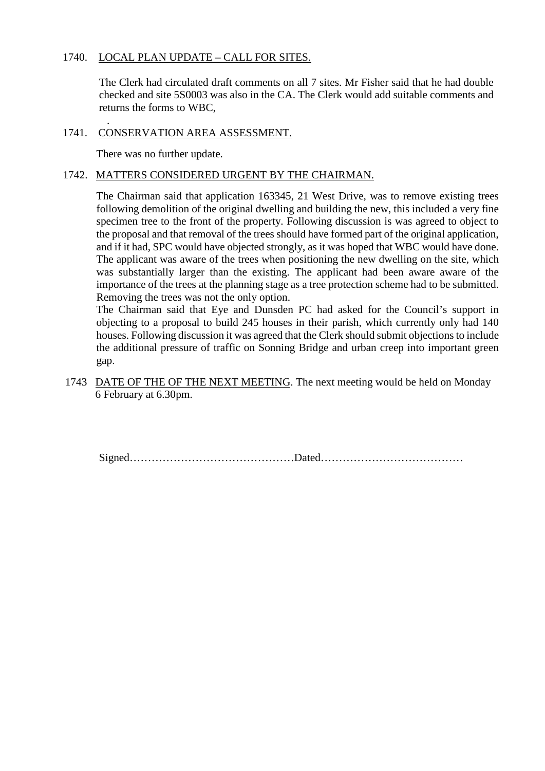1740. <u>LOCAL PLAN UPDATE – CALL FOR SITES.</u>

The Clerk had circulated draft comments on all 7 sites. Mr Fisher said that he had double checked and site 5S0003 was also in the CA. The Clerk would add suitable comments and returns the forms to WBC,

.

1741. <u>CONSERVATION AREA ASSESSMENT.</u>

There was no further update.

1742. <u>MATTERS CONSIDERED URGENT BY THE CHAIRMAN.</u>

The Chairman said that application 163345, 21 West Drive, was to remove existing trees following demolition of the original dwelling and building the new, this included a very fine specimen tree to the front of the property. Following discussion is was agreed to object to the proposal and that removal of the trees should have formed part of the original application, and if it had, SPC would have objected strongly, as it was hoped that WBC would have done. The applicant was aware of the trees when positioning the new dwelling on the site, which was substantially larger than the existing. The applicant had been aware aware of the importance of the trees at the planning stage as a tree protection scheme had to be submitted. Removing the trees was not the only option.

The Chairman said that Eye and Dunsden PC had asked for the Council's support in objecting to a proposal to build 245 houses in their parish, which currently only had 140 houses. Following discussion it was agreed that the Clerk should submit objections to include the additional pressure of traffic on Sonning Bridge and urban creep into important green gap.

1743 <u>DATE OF THE OF THE NEXT MEETING</u>. The next meeting would be held on Monday 6 February at 6.30pm.

Signed………………………………………Dated…………………………………